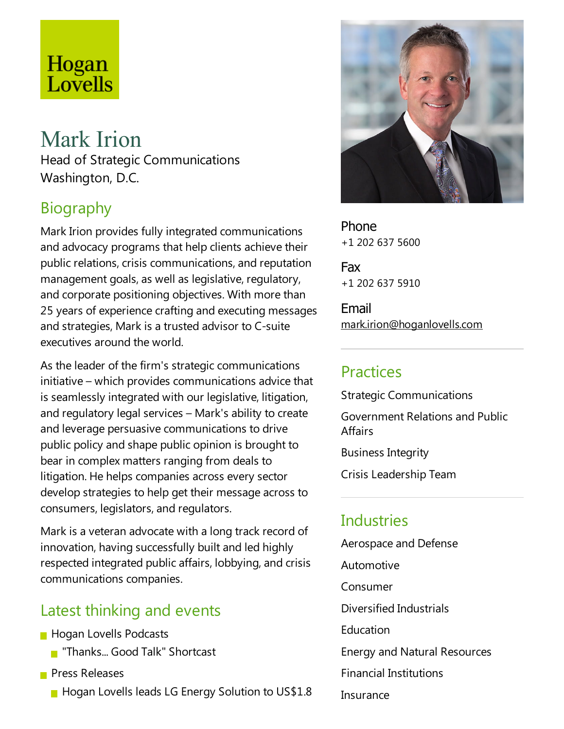Hogan Lovells

# Mark Irion

Head of Strategic Communications
Washington, D.C.

## Biography

Mark Irion provides fully integrated communications and advocacy programs that help clients achieve their public relations, crisis communications, and reputation management goals, as well as legislative, regulatory, and corporate positioning objectives. With more than 25 years of experience crafting and executing messages and strategies, Mark is a trusted advisor to C-suite executives around the world.

As the leader of the firm's strategic communications initiative – which provides communications advice that is seamlessly integrated with our legislative, litigation, and regulatory legal services – Mark's ability to create and leverage persuasive communications to drive public policy and shape public opinion is brought to bear in complex matters ranging from deals to litigation. He helps companies across every sector develop strategies to help get their message across to consumers, legislators, and regulators.

Mark is a veteran advocate with a long track record of innovation, having successfully built and led highly respected integrated public affairs, lobbying, and crisis communications companies.

## Latest thinking and events

- Hogan Lovells Podcasts
  - "Thanks... Good Talk" Shortcast
- Press Releases
  - Hogan Lovells leads LG Energy Solution to US$1.8

**Phone**
+1 202 637 5600

**Fax**
+1 202 637 5910

**Email**
mark.irion@hoganlovells.com

## Practices

Strategic Communications

Government Relations and Public Affairs

Business Integrity

Crisis Leadership Team

## Industries

Aerospace and Defense

Automotive

Consumer

Diversified Industrials

Education

Energy and Natural Resources

Financial Institutions

Insurance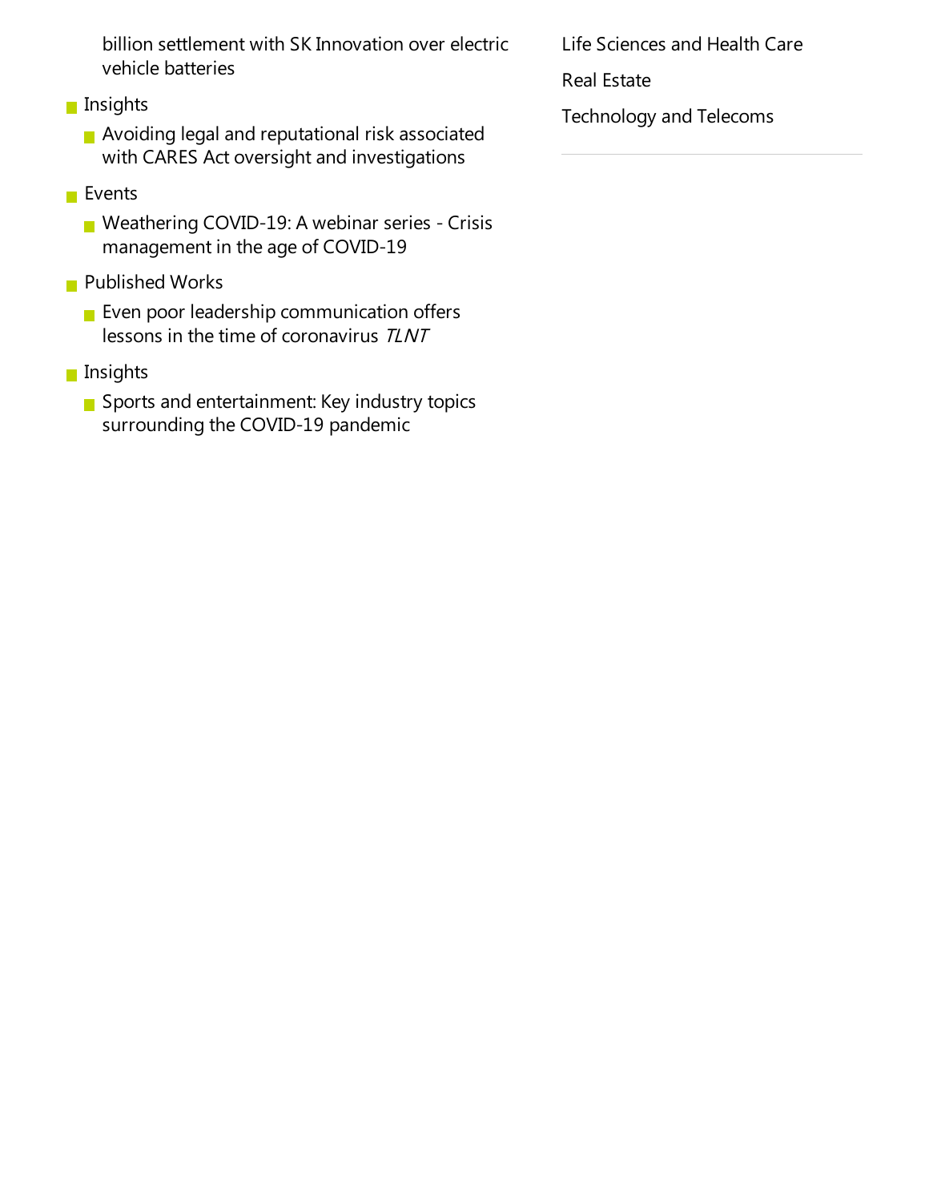billion settlement with SK Innovation over electric vehicle batteries

- Insights
  - Avoiding legal and reputational risk associated with CARES Act oversight and investigations
- Events
  - Weathering COVID-19: A webinar series - Crisis management in the age of COVID-19
- Published Works
  - Even poor leadership communication offers lessons in the time of coronavirus *TLNT*
- Insights
  - Sports and entertainment: Key industry topics surrounding the COVID-19 pandemic

Life Sciences and Health Care

Real Estate

Technology and Telecoms